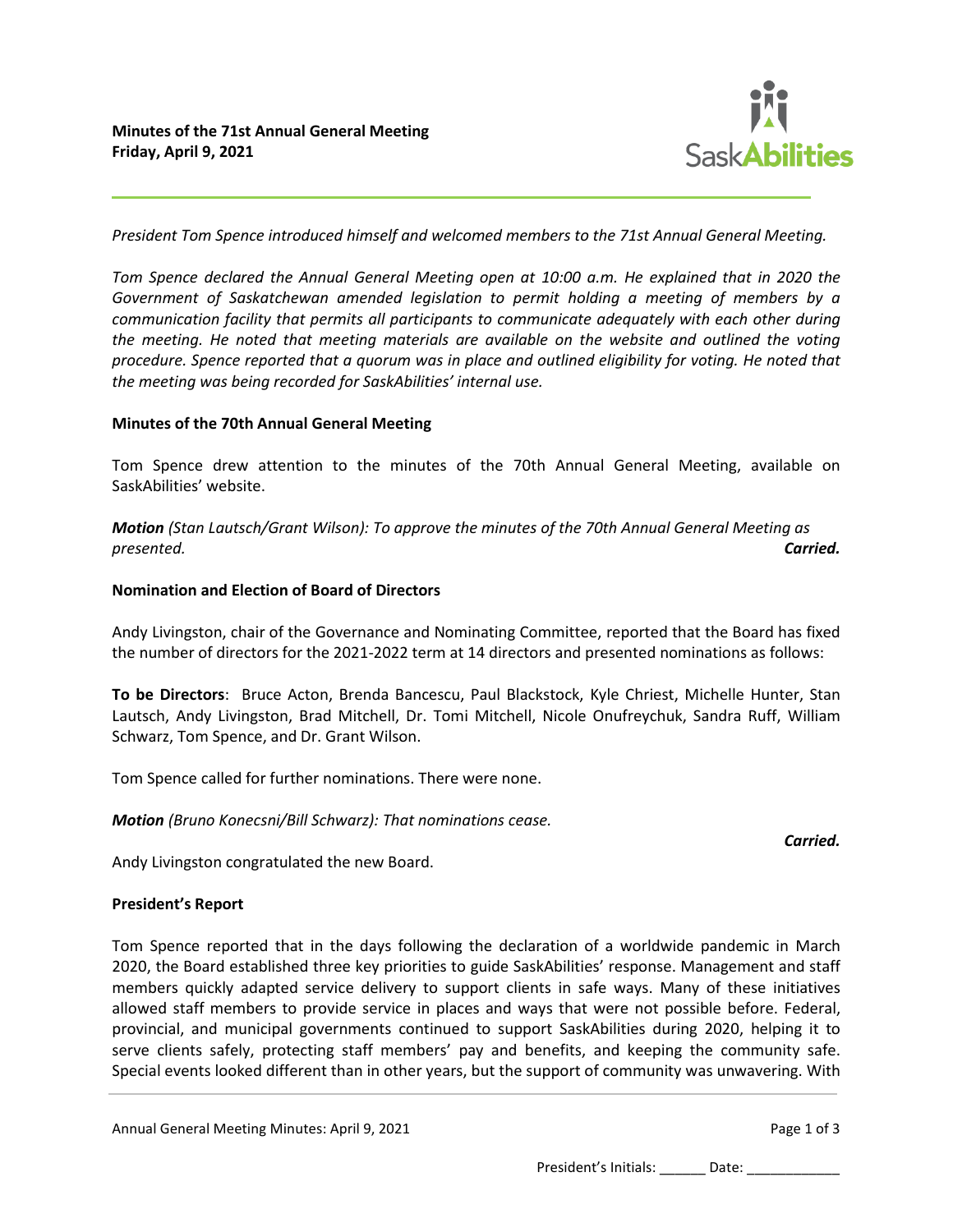**Minutes of the 71st Annual General Meeting**
**Friday, April 9, 2021**

*President Tom Spence introduced himself and welcomed members to the 71st Annual General Meeting.*

*Tom Spence declared the Annual General Meeting open at 10:00 a.m. He explained that in 2020 the Government of Saskatchewan amended legislation to permit holding a meeting of members by a communication facility that permits all participants to communicate adequately with each other during the meeting. He noted that meeting materials are available on the website and outlined the voting procedure. Spence reported that a quorum was in place and outlined eligibility for voting. He noted that the meeting was being recorded for SaskAbilities' internal use.*

## Minutes of the 70th Annual General Meeting

Tom Spence drew attention to the minutes of the 70th Annual General Meeting, available on SaskAbilities' website.

***Motion** (Stan Lautsch/Grant Wilson): To approve the minutes of the 70th Annual General Meeting as presented.* ***Carried.***

## Nomination and Election of Board of Directors

Andy Livingston, chair of the Governance and Nominating Committee, reported that the Board has fixed the number of directors for the 2021-2022 term at 14 directors and presented nominations as follows:

**To be Directors**: Bruce Acton, Brenda Bancescu, Paul Blackstock, Kyle Chriest, Michelle Hunter, Stan Lautsch, Andy Livingston, Brad Mitchell, Dr. Tomi Mitchell, Nicole Onufreychuk, Sandra Ruff, William Schwarz, Tom Spence, and Dr. Grant Wilson.

Tom Spence called for further nominations. There were none.

***Motion** (Bruno Konecsni/Bill Schwarz): That nominations cease.*

***Carried.***

Andy Livingston congratulated the new Board.

## President's Report

Tom Spence reported that in the days following the declaration of a worldwide pandemic in March 2020, the Board established three key priorities to guide SaskAbilities' response. Management and staff members quickly adapted service delivery to support clients in safe ways. Many of these initiatives allowed staff members to provide service in places and ways that were not possible before. Federal, provincial, and municipal governments continued to support SaskAbilities during 2020, helping it to serve clients safely, protecting staff members' pay and benefits, and keeping the community safe. Special events looked different than in other years, but the support of community was unwavering. With

President's Initials: ______ Date: ____________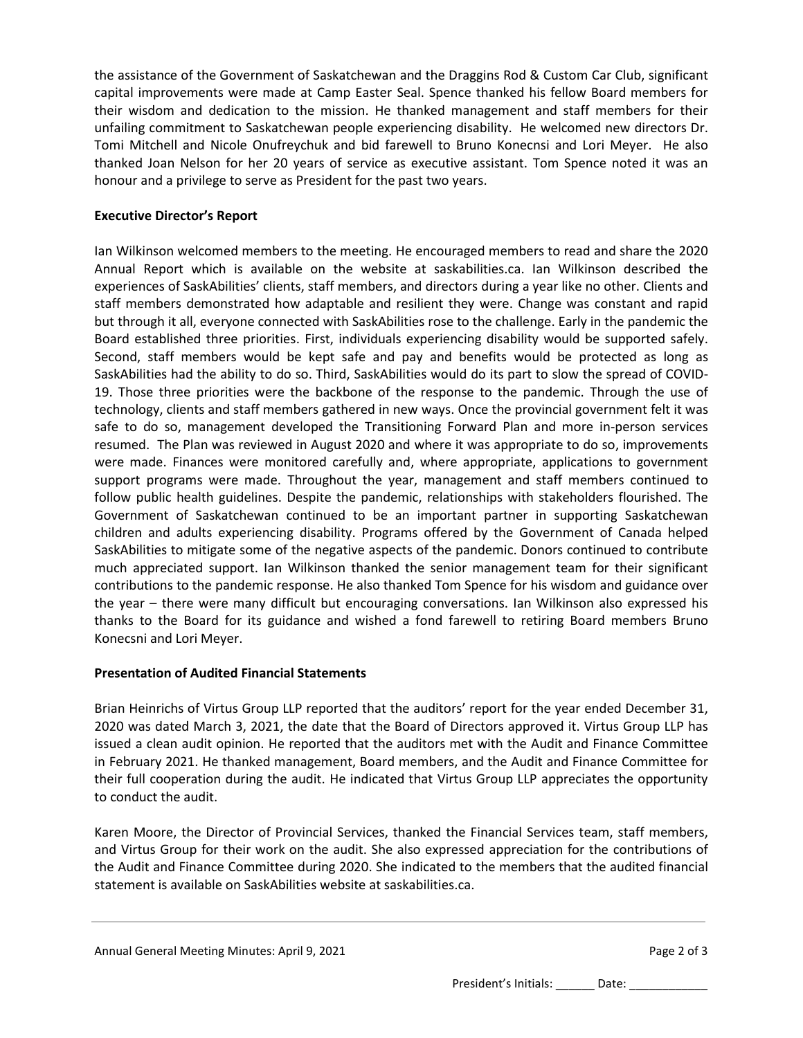the assistance of the Government of Saskatchewan and the Draggins Rod & Custom Car Club, significant capital improvements were made at Camp Easter Seal. Spence thanked his fellow Board members for their wisdom and dedication to the mission. He thanked management and staff members for their unfailing commitment to Saskatchewan people experiencing disability. He welcomed new directors Dr. Tomi Mitchell and Nicole Onufreychuk and bid farewell to Bruno Konecnsi and Lori Meyer. He also thanked Joan Nelson for her 20 years of service as executive assistant. Tom Spence noted it was an honour and a privilege to serve as President for the past two years.

**Executive Director's Report**

Ian Wilkinson welcomed members to the meeting. He encouraged members to read and share the 2020 Annual Report which is available on the website at saskabilities.ca. Ian Wilkinson described the experiences of SaskAbilities' clients, staff members, and directors during a year like no other. Clients and staff members demonstrated how adaptable and resilient they were. Change was constant and rapid but through it all, everyone connected with SaskAbilities rose to the challenge. Early in the pandemic the Board established three priorities. First, individuals experiencing disability would be supported safely. Second, staff members would be kept safe and pay and benefits would be protected as long as SaskAbilities had the ability to do so. Third, SaskAbilities would do its part to slow the spread of COVID-19. Those three priorities were the backbone of the response to the pandemic. Through the use of technology, clients and staff members gathered in new ways. Once the provincial government felt it was safe to do so, management developed the Transitioning Forward Plan and more in-person services resumed. The Plan was reviewed in August 2020 and where it was appropriate to do so, improvements were made. Finances were monitored carefully and, where appropriate, applications to government support programs were made. Throughout the year, management and staff members continued to follow public health guidelines. Despite the pandemic, relationships with stakeholders flourished. The Government of Saskatchewan continued to be an important partner in supporting Saskatchewan children and adults experiencing disability. Programs offered by the Government of Canada helped SaskAbilities to mitigate some of the negative aspects of the pandemic. Donors continued to contribute much appreciated support. Ian Wilkinson thanked the senior management team for their significant contributions to the pandemic response. He also thanked Tom Spence for his wisdom and guidance over the year – there were many difficult but encouraging conversations. Ian Wilkinson also expressed his thanks to the Board for its guidance and wished a fond farewell to retiring Board members Bruno Konecsni and Lori Meyer.

**Presentation of Audited Financial Statements**

Brian Heinrichs of Virtus Group LLP reported that the auditors' report for the year ended December 31, 2020 was dated March 3, 2021, the date that the Board of Directors approved it. Virtus Group LLP has issued a clean audit opinion. He reported that the auditors met with the Audit and Finance Committee in February 2021. He thanked management, Board members, and the Audit and Finance Committee for their full cooperation during the audit. He indicated that Virtus Group LLP appreciates the opportunity to conduct the audit.

Karen Moore, the Director of Provincial Services, thanked the Financial Services team, staff members, and Virtus Group for their work on the audit. She also expressed appreciation for the contributions of the Audit and Finance Committee during 2020. She indicated to the members that the audited financial statement is available on SaskAbilities website at saskabilities.ca.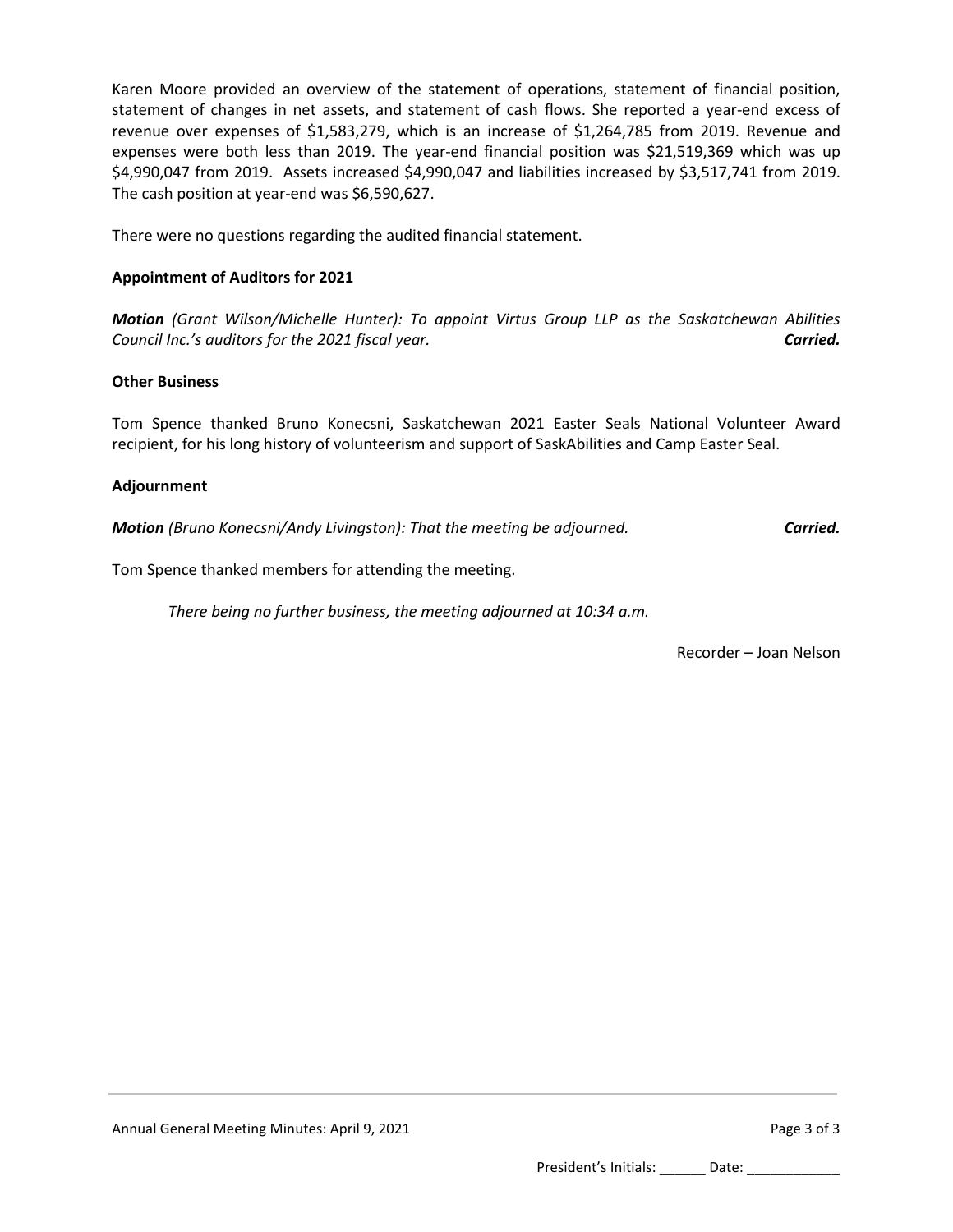Karen Moore provided an overview of the statement of operations, statement of financial position, statement of changes in net assets, and statement of cash flows. She reported a year-end excess of revenue over expenses of $1,583,279, which is an increase of $1,264,785 from 2019. Revenue and expenses were both less than 2019. The year-end financial position was $21,519,369 which was up $4,990,047 from 2019. Assets increased $4,990,047 and liabilities increased by $3,517,741 from 2019. The cash position at year-end was $6,590,627.

There were no questions regarding the audited financial statement.

**Appointment of Auditors for 2021**

***Motion*** *(Grant Wilson/Michelle Hunter): To appoint Virtus Group LLP as the Saskatchewan Abilities Council Inc.'s auditors for the 2021 fiscal year.* ***Carried.***

**Other Business**

Tom Spence thanked Bruno Konecsni, Saskatchewan 2021 Easter Seals National Volunteer Award recipient, for his long history of volunteerism and support of SaskAbilities and Camp Easter Seal.

**Adjournment**

***Motion*** *(Bruno Konecsni/Andy Livingston): That the meeting be adjourned.* ***Carried.***

Tom Spence thanked members for attending the meeting.

*There being no further business, the meeting adjourned at 10:34 a.m.*

Recorder – Joan Nelson

President's Initials: ______ Date: ____________